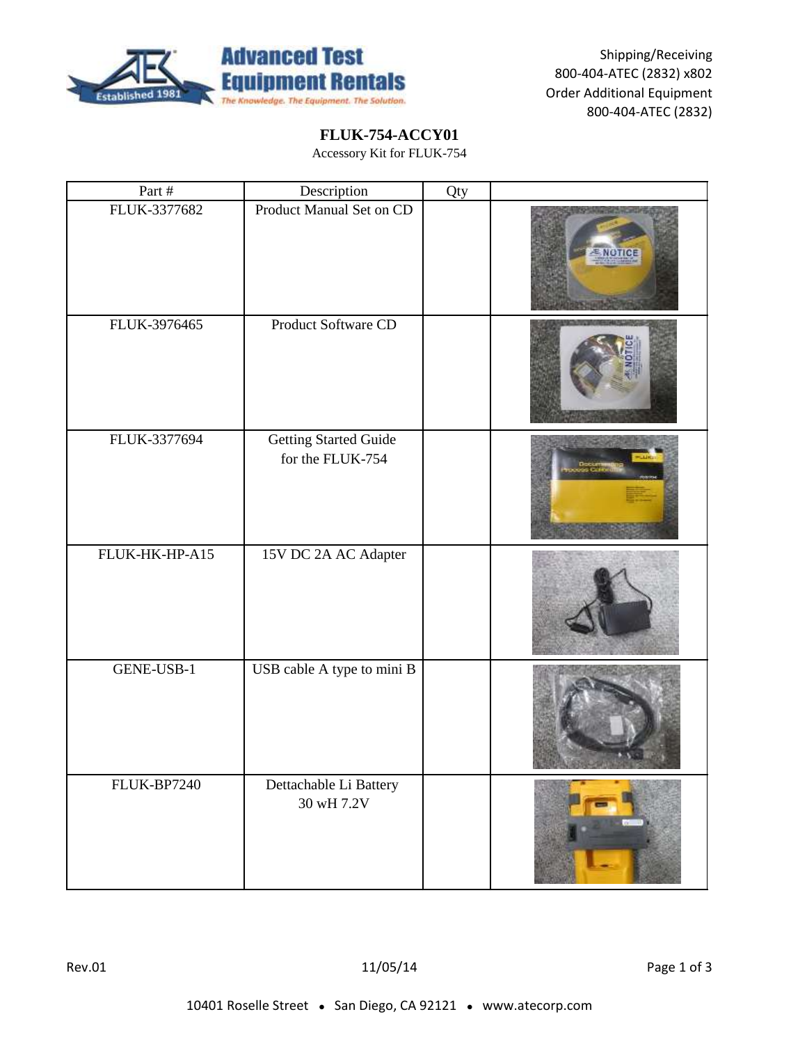Shipping/Receiving
800-404-ATEC (2832) x802
Order Additional Equipment
800-404-ATEC (2832)

## FLUK-754-ACCY01

Accessory Kit for FLUK-754

| Part # | Description | Qty | |
|---|---|---|---|
| FLUK-3377682 | Product Manual Set on CD | | |
| FLUK-3976465 | Product Software CD | | |
| FLUK-3377694 | Getting Started Guide for the FLUK-754 | | |
| FLUK-HK-HP-A15 | 15V DC 2A AC Adapter | | |
| GENE-USB-1 | USB cable A type to mini B | | |
| FLUK-BP7240 | Dettachable Li Battery 30 wH 7.2V | | |

Rev.01 11/05/14

10401 Roselle Street • San Diego, CA 92121 • www.atecorp.com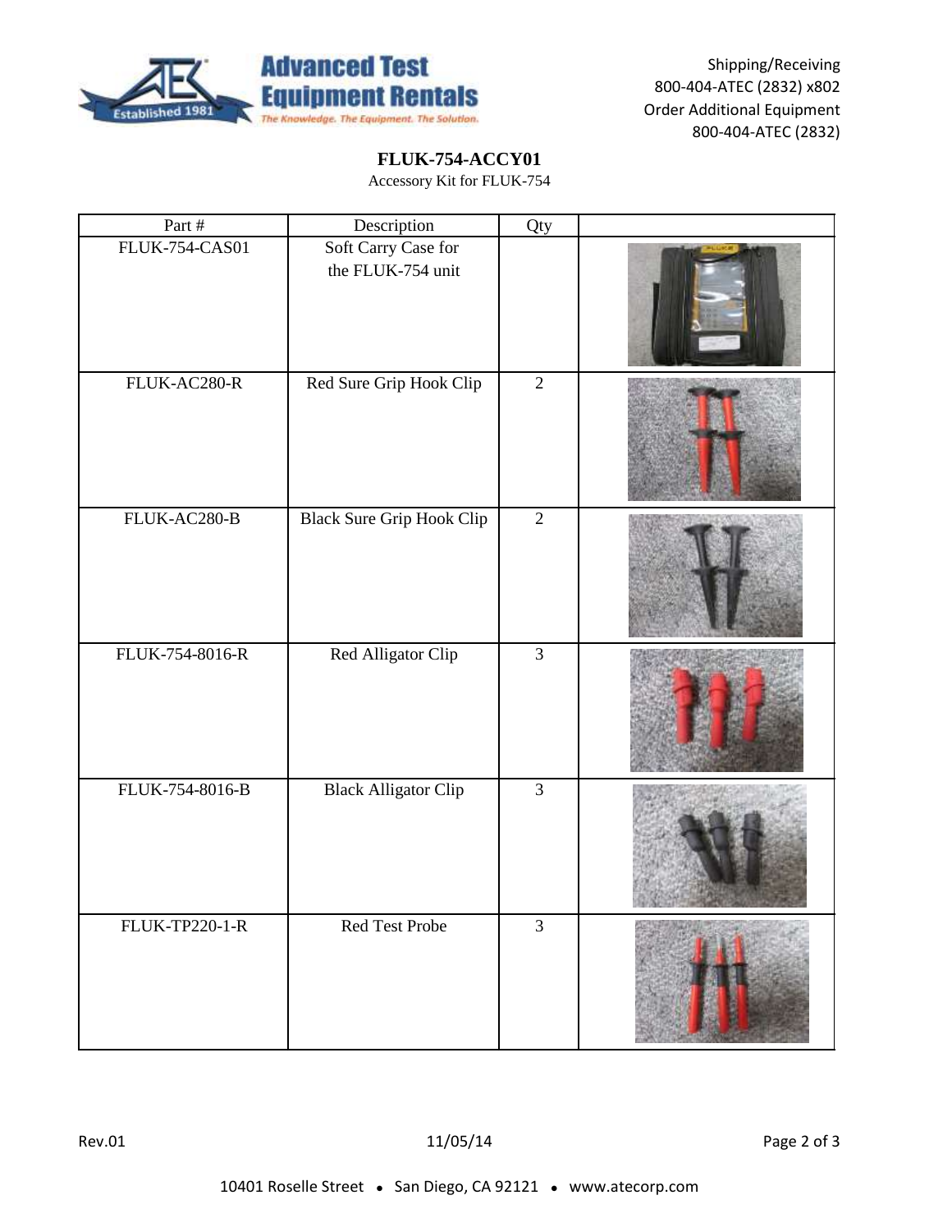**FLUK-754-ACCY01**

Accessory Kit for FLUK-754

| Part # | Description | Qty | |
|---|---|---|---|
| FLUK-754-CAS01 | Soft Carry Case for the FLUK-754 unit | | |
| FLUK-AC280-R | Red Sure Grip Hook Clip | 2 | |
| FLUK-AC280-B | Black Sure Grip Hook Clip | 2 | |
| FLUK-754-8016-R | Red Alligator Clip | 3 | |
| FLUK-754-8016-B | Black Alligator Clip | 3 | |
| FLUK-TP220-1-R | Red Test Probe | 3 | |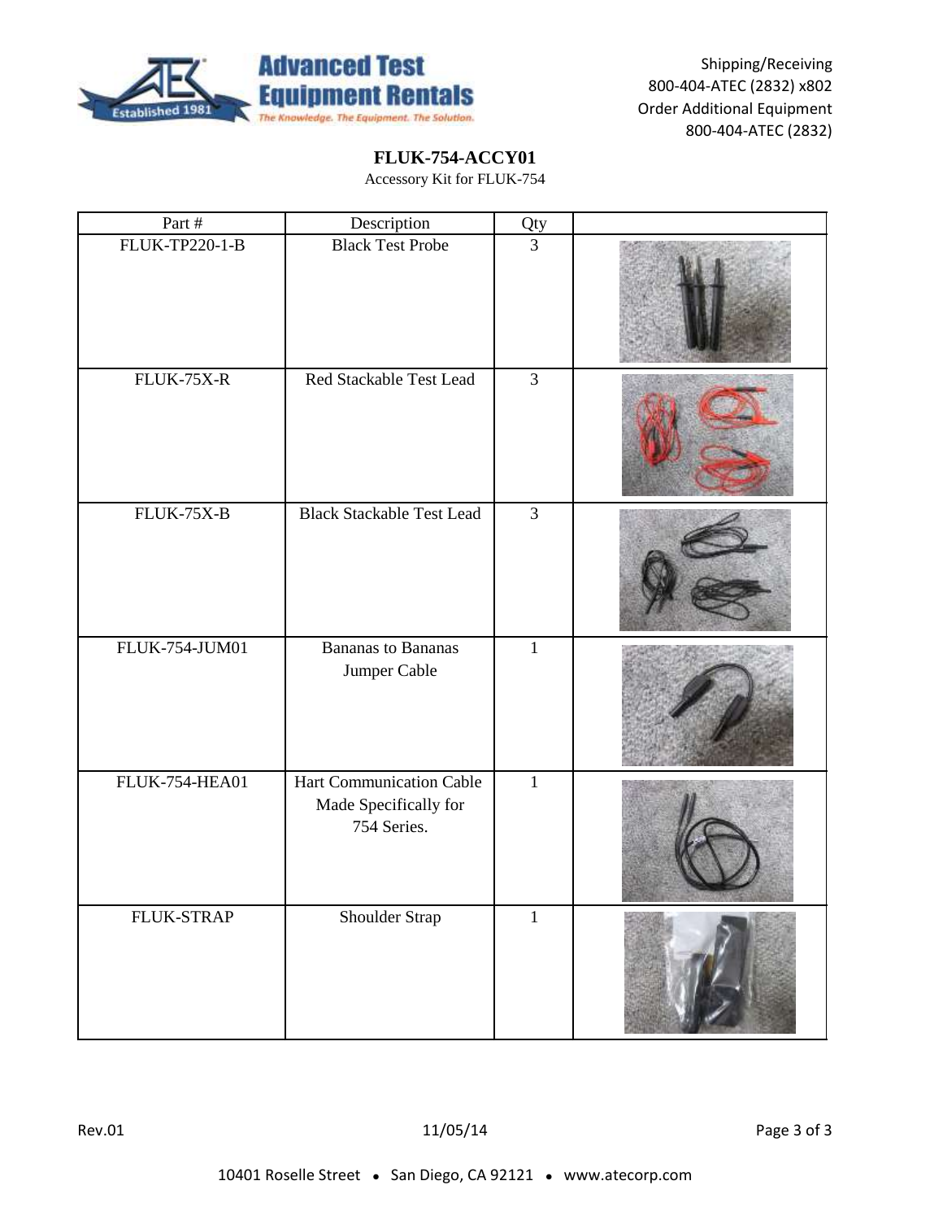# FLUK-754-ACCY01

Accessory Kit for FLUK-754

| Part # | Description | Qty | |
|---|---|---|---|
| FLUK-TP220-1-B | Black Test Probe | 3 | |
| FLUK-75X-R | Red Stackable Test Lead | 3 | |
| FLUK-75X-B | Black Stackable Test Lead | 3 | |
| FLUK-754-JUM01 | Bananas to Bananas Jumper Cable | 1 | |
| FLUK-754-HEA01 | Hart Communication Cable Made Specifically for 754 Series. | 1 | |
| FLUK-STRAP | Shoulder Strap | 1 | |